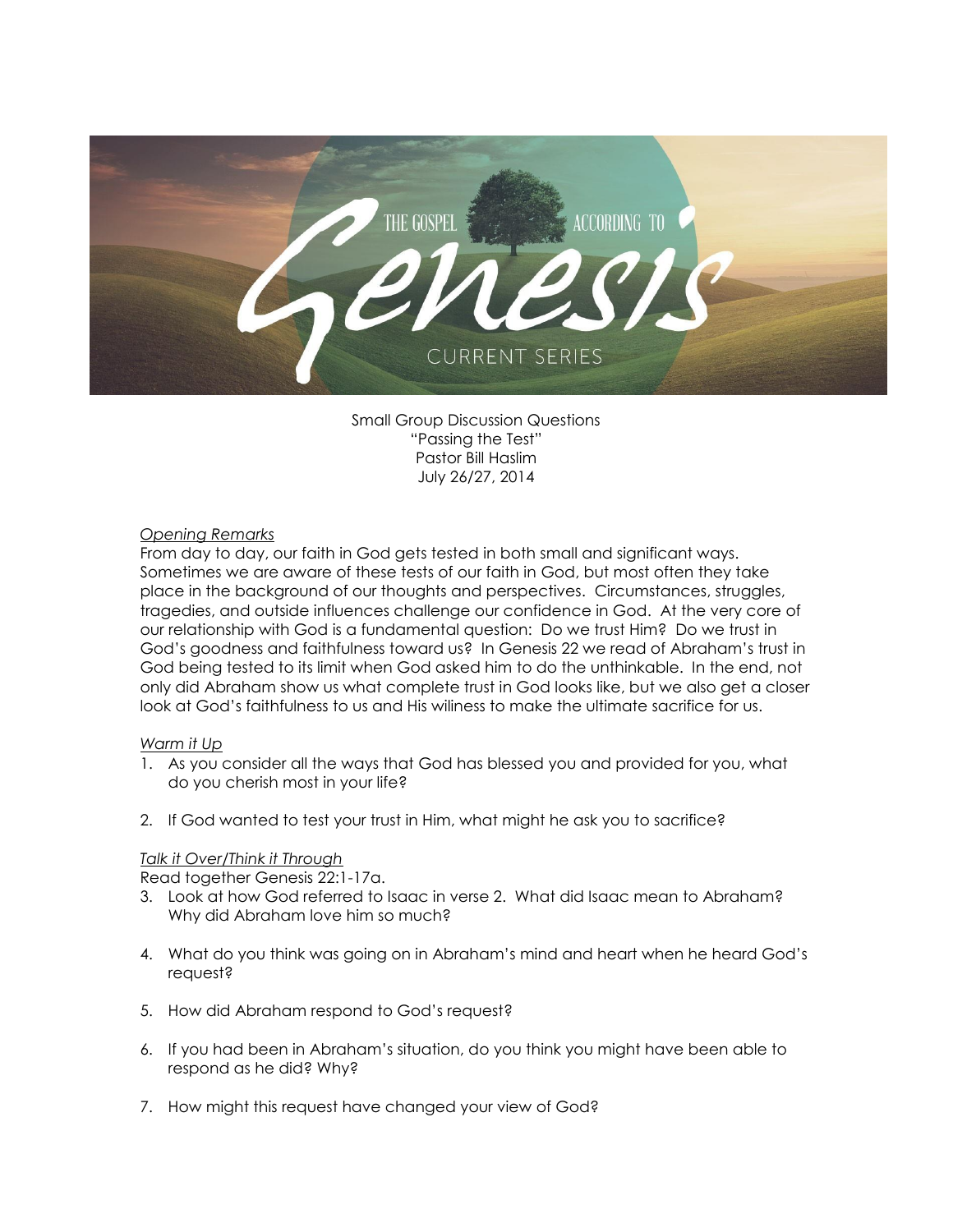THE GOSPEL ACCORDING TO Genesis

CURRENT SERIES

Small Group Discussion Questions
"Passing the Test"
Pastor Bill Haslim
July 26/27, 2014

*Opening Remarks*

From day to day, our faith in God gets tested in both small and significant ways. Sometimes we are aware of these tests of our faith in God, but most often they take place in the background of our thoughts and perspectives. Circumstances, struggles, tragedies, and outside influences challenge our confidence in God. At the very core of our relationship with God is a fundamental question: Do we trust Him? Do we trust in God's goodness and faithfulness toward us? In Genesis 22 we read of Abraham's trust in God being tested to its limit when God asked him to do the unthinkable. In the end, not only did Abraham show us what complete trust in God looks like, but we also get a closer look at God's faithfulness to us and His wiliness to make the ultimate sacrifice for us.

*Warm it Up*

1. As you consider all the ways that God has blessed you and provided for you, what do you cherish most in your life?

2. If God wanted to test your trust in Him, what might he ask you to sacrifice?

*Talk it Over/Think it Through*

Read together Genesis 22:1-17a.

3. Look at how God referred to Isaac in verse 2. What did Isaac mean to Abraham? Why did Abraham love him so much?

4. What do you think was going on in Abraham's mind and heart when he heard God's request?

5. How did Abraham respond to God's request?

6. If you had been in Abraham's situation, do you think you might have been able to respond as he did? Why?

7. How might this request have changed your view of God?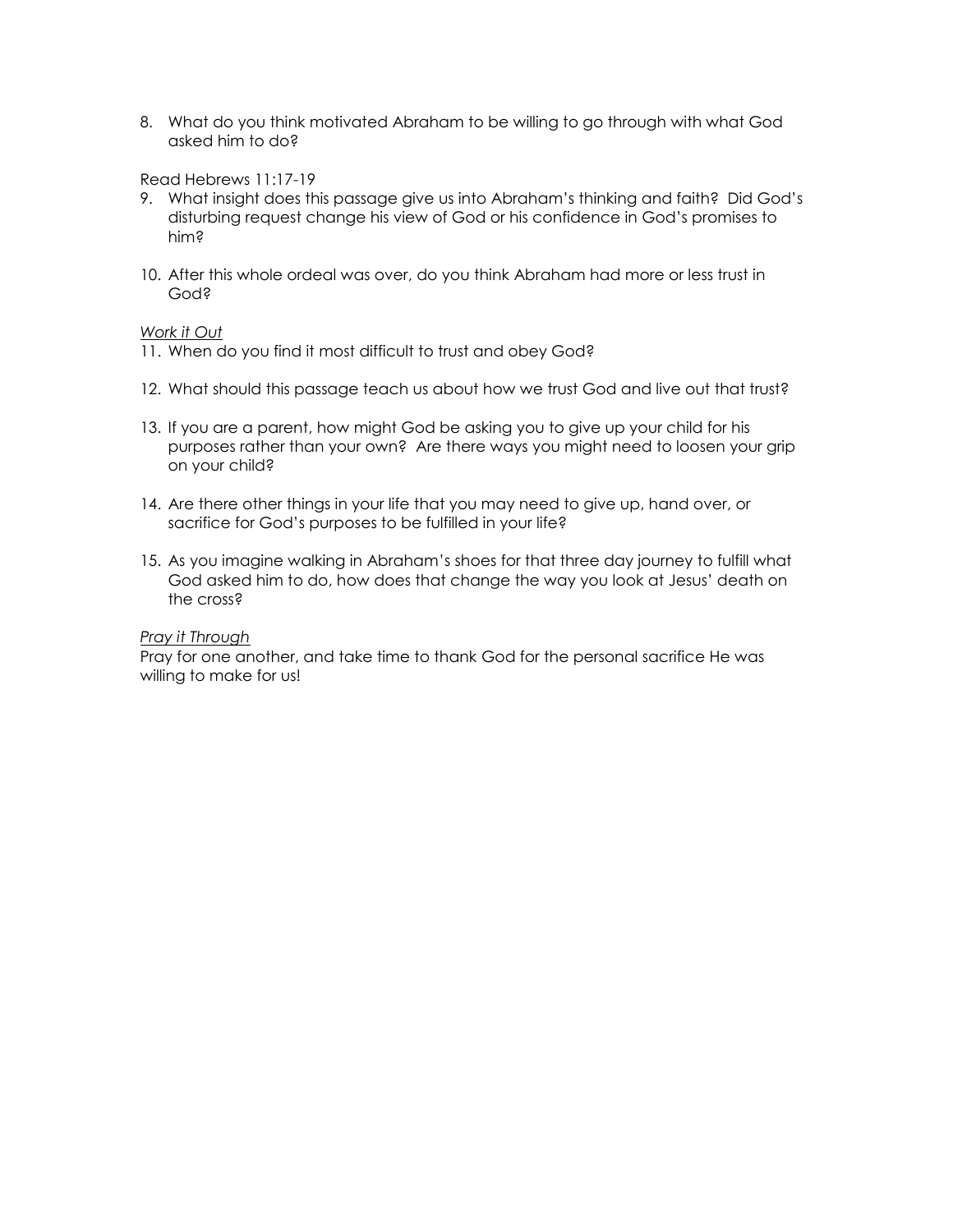8. What do you think motivated Abraham to be willing to go through with what God asked him to do?

Read Hebrews 11:17-19

9. What insight does this passage give us into Abraham's thinking and faith? Did God's disturbing request change his view of God or his confidence in God's promises to him?

10. After this whole ordeal was over, do you think Abraham had more or less trust in God?

*Work it Out*

11. When do you find it most difficult to trust and obey God?

12. What should this passage teach us about how we trust God and live out that trust?

13. If you are a parent, how might God be asking you to give up your child for his purposes rather than your own? Are there ways you might need to loosen your grip on your child?

14. Are there other things in your life that you may need to give up, hand over, or sacrifice for God's purposes to be fulfilled in your life?

15. As you imagine walking in Abraham's shoes for that three day journey to fulfill what God asked him to do, how does that change the way you look at Jesus' death on the cross?

*Pray it Through*

Pray for one another, and take time to thank God for the personal sacrifice He was willing to make for us!